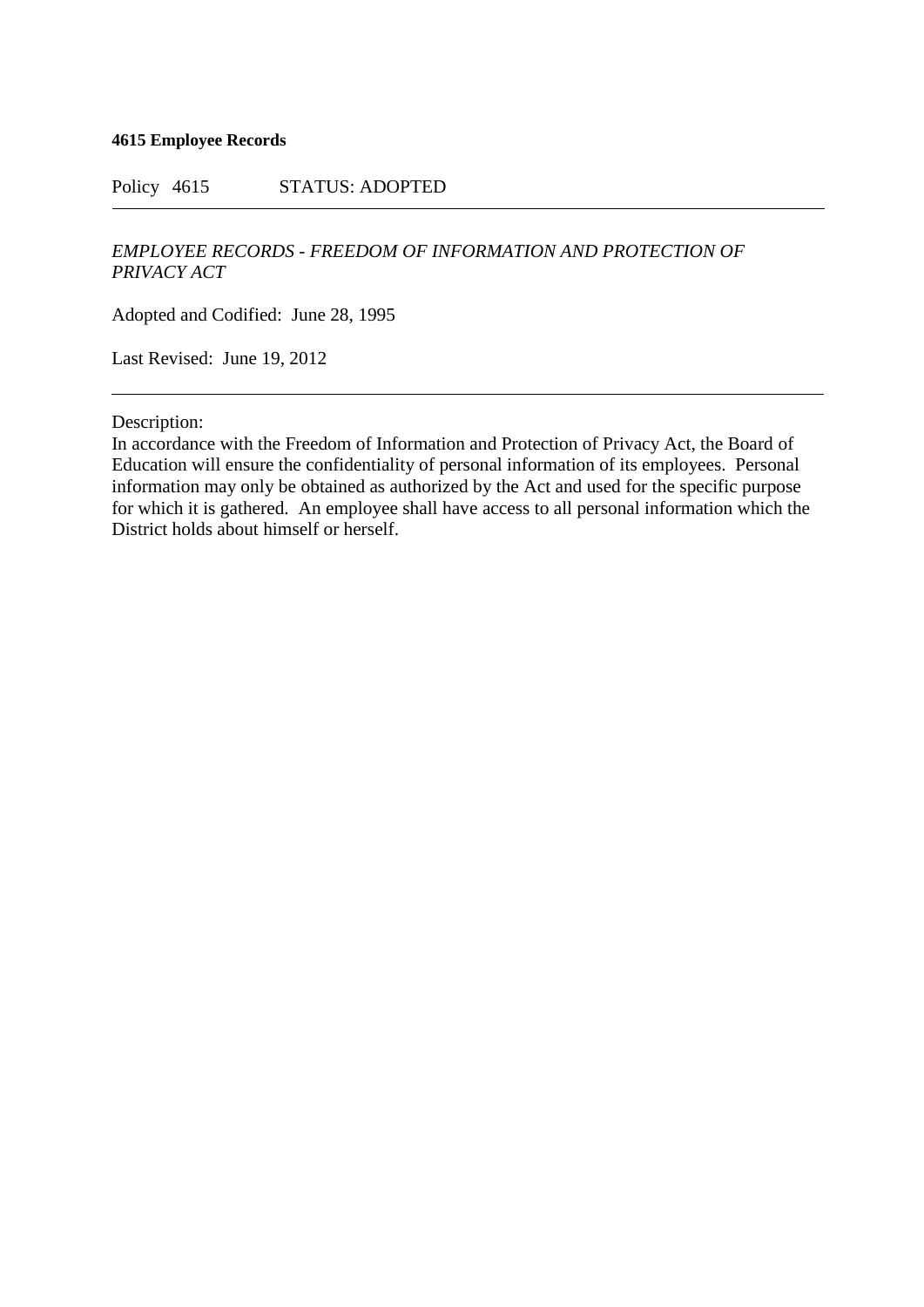**4615 Employee Records**

Policy 4615 STATUS: ADOPTED

---

*EMPLOYEE RECORDS - FREEDOM OF INFORMATION AND PROTECTION OF PRIVACY ACT*

Adopted and Codified: June 28, 1995

Last Revised: June 19, 2012

---

Description:
In accordance with the Freedom of Information and Protection of Privacy Act, the Board of Education will ensure the confidentiality of personal information of its employees. Personal information may only be obtained as authorized by the Act and used for the specific purpose for which it is gathered. An employee shall have access to all personal information which the District holds about himself or herself.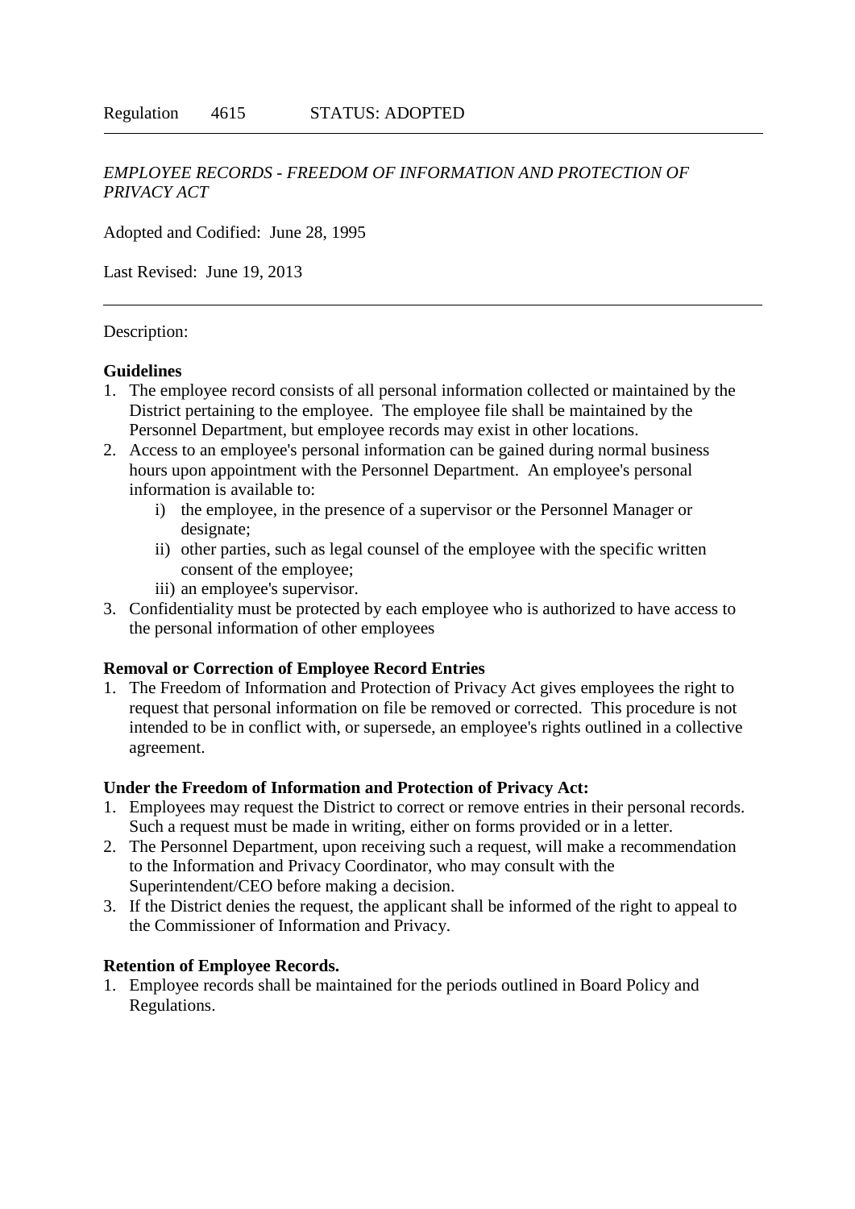Regulation 4615 STATUS: ADOPTED

*EMPLOYEE RECORDS - FREEDOM OF INFORMATION AND PROTECTION OF PRIVACY ACT*

Adopted and Codified: June 28, 1995

Last Revised: June 19, 2013

---

Description:

**Guidelines**

1. The employee record consists of all personal information collected or maintained by the District pertaining to the employee. The employee file shall be maintained by the Personnel Department, but employee records may exist in other locations.
2. Access to an employee's personal information can be gained during normal business hours upon appointment with the Personnel Department. An employee's personal information is available to:
   i) the employee, in the presence of a supervisor or the Personnel Manager or designate;
   ii) other parties, such as legal counsel of the employee with the specific written consent of the employee;
   iii) an employee's supervisor.
3. Confidentiality must be protected by each employee who is authorized to have access to the personal information of other employees

**Removal or Correction of Employee Record Entries**

1. The Freedom of Information and Protection of Privacy Act gives employees the right to request that personal information on file be removed or corrected. This procedure is not intended to be in conflict with, or supersede, an employee's rights outlined in a collective agreement.

**Under the Freedom of Information and Protection of Privacy Act:**

1. Employees may request the District to correct or remove entries in their personal records. Such a request must be made in writing, either on forms provided or in a letter.
2. The Personnel Department, upon receiving such a request, will make a recommendation to the Information and Privacy Coordinator, who may consult with the Superintendent/CEO before making a decision.
3. If the District denies the request, the applicant shall be informed of the right to appeal to the Commissioner of Information and Privacy.

**Retention of Employee Records.**

1. Employee records shall be maintained for the periods outlined in Board Policy and Regulations.